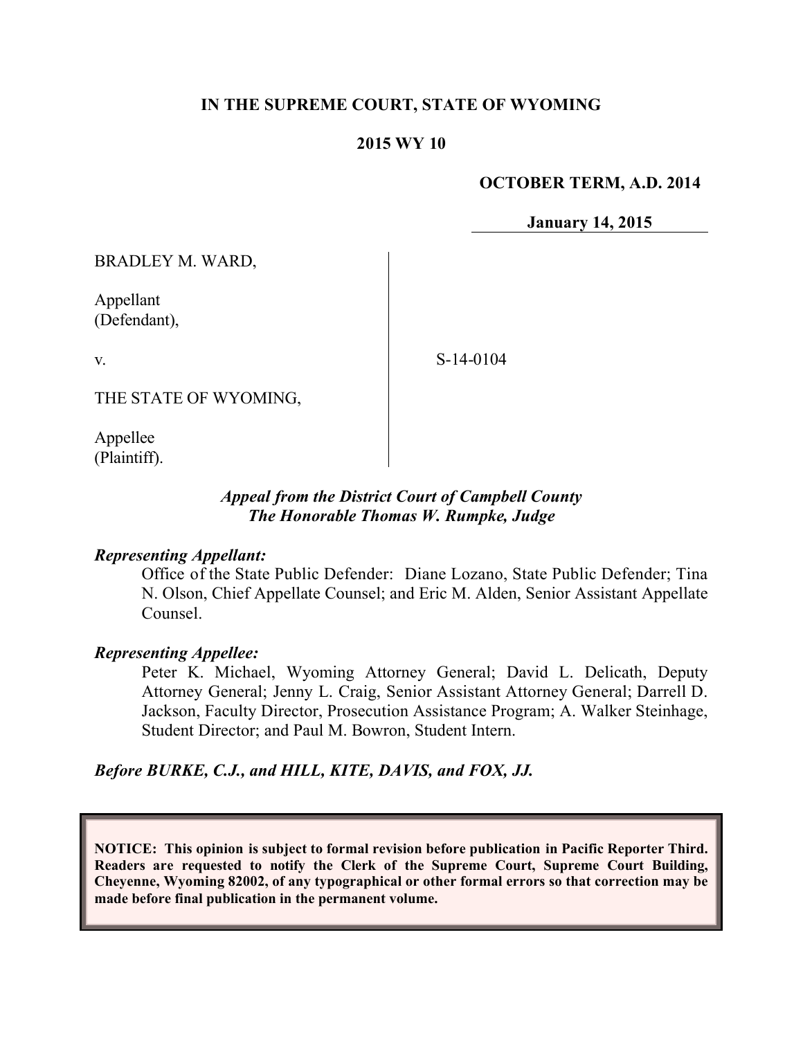**IN THE SUPREME COURT, STATE OF WYOMING**

**2015 WY 10**

**OCTOBER TERM, A.D. 2014**

**January 14, 2015**

BRADLEY M. WARD,

Appellant
(Defendant),

v.

THE STATE OF WYOMING,

Appellee
(Plaintiff).

S-14-0104

***Appeal from the District Court of Campbell County***
***The Honorable Thomas W. Rumpke, Judge***

***Representing Appellant:***

Office of the State Public Defender: Diane Lozano, State Public Defender; Tina N. Olson, Chief Appellate Counsel; and Eric M. Alden, Senior Assistant Appellate Counsel.

***Representing Appellee:***

Peter K. Michael, Wyoming Attorney General; David L. Delicath, Deputy Attorney General; Jenny L. Craig, Senior Assistant Attorney General; Darrell D. Jackson, Faculty Director, Prosecution Assistance Program; A. Walker Steinhage, Student Director; and Paul M. Bowron, Student Intern.

***Before BURKE, C.J., and HILL, KITE, DAVIS, and FOX, JJ.***

**NOTICE: This opinion is subject to formal revision before publication in Pacific Reporter Third. Readers are requested to notify the Clerk of the Supreme Court, Supreme Court Building, Cheyenne, Wyoming 82002, of any typographical or other formal errors so that correction may be made before final publication in the permanent volume.**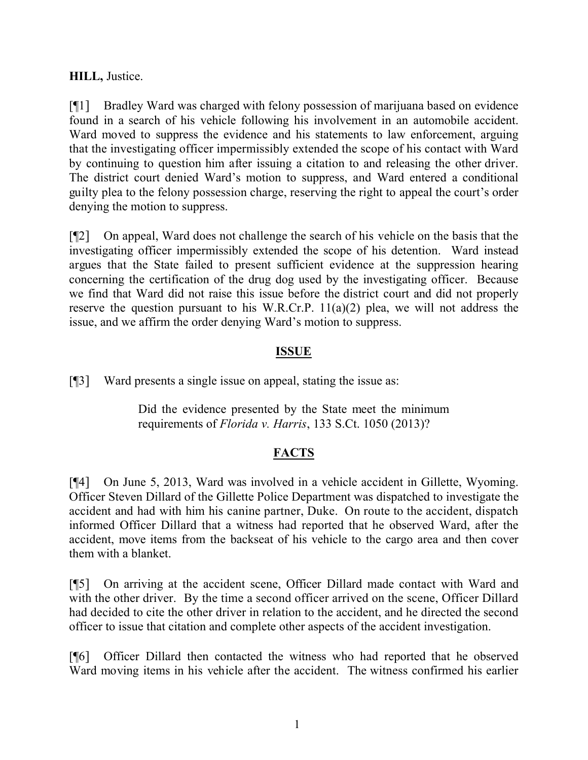**HILL,** Justice.

[¶1] Bradley Ward was charged with felony possession of marijuana based on evidence found in a search of his vehicle following his involvement in an automobile accident. Ward moved to suppress the evidence and his statements to law enforcement, arguing that the investigating officer impermissibly extended the scope of his contact with Ward by continuing to question him after issuing a citation to and releasing the other driver. The district court denied Ward's motion to suppress, and Ward entered a conditional guilty plea to the felony possession charge, reserving the right to appeal the court's order denying the motion to suppress.

[¶2] On appeal, Ward does not challenge the search of his vehicle on the basis that the investigating officer impermissibly extended the scope of his detention. Ward instead argues that the State failed to present sufficient evidence at the suppression hearing concerning the certification of the drug dog used by the investigating officer. Because we find that Ward did not raise this issue before the district court and did not properly reserve the question pursuant to his W.R.Cr.P. 11(a)(2) plea, we will not address the issue, and we affirm the order denying Ward's motion to suppress.

## ISSUE

[¶3] Ward presents a single issue on appeal, stating the issue as:

> Did the evidence presented by the State meet the minimum requirements of *Florida v. Harris*, 133 S.Ct. 1050 (2013)?

## FACTS

[¶4] On June 5, 2013, Ward was involved in a vehicle accident in Gillette, Wyoming. Officer Steven Dillard of the Gillette Police Department was dispatched to investigate the accident and had with him his canine partner, Duke. On route to the accident, dispatch informed Officer Dillard that a witness had reported that he observed Ward, after the accident, move items from the backseat of his vehicle to the cargo area and then cover them with a blanket.

[¶5] On arriving at the accident scene, Officer Dillard made contact with Ward and with the other driver. By the time a second officer arrived on the scene, Officer Dillard had decided to cite the other driver in relation to the accident, and he directed the second officer to issue that citation and complete other aspects of the accident investigation.

[¶6] Officer Dillard then contacted the witness who had reported that he observed Ward moving items in his vehicle after the accident. The witness confirmed his earlier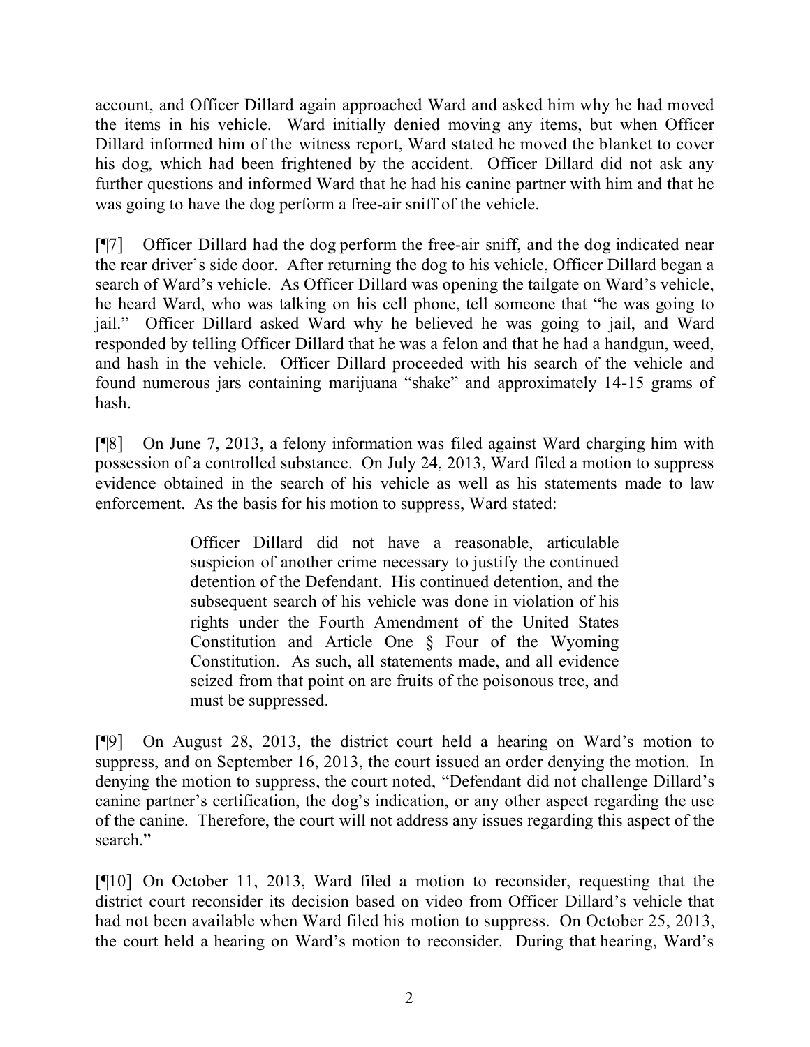account, and Officer Dillard again approached Ward and asked him why he had moved the items in his vehicle. Ward initially denied moving any items, but when Officer Dillard informed him of the witness report, Ward stated he moved the blanket to cover his dog, which had been frightened by the accident. Officer Dillard did not ask any further questions and informed Ward that he had his canine partner with him and that he was going to have the dog perform a free-air sniff of the vehicle.

[¶7] Officer Dillard had the dog perform the free-air sniff, and the dog indicated near the rear driver's side door. After returning the dog to his vehicle, Officer Dillard began a search of Ward's vehicle. As Officer Dillard was opening the tailgate on Ward's vehicle, he heard Ward, who was talking on his cell phone, tell someone that "he was going to jail." Officer Dillard asked Ward why he believed he was going to jail, and Ward responded by telling Officer Dillard that he was a felon and that he had a handgun, weed, and hash in the vehicle. Officer Dillard proceeded with his search of the vehicle and found numerous jars containing marijuana "shake" and approximately 14-15 grams of hash.

[¶8] On June 7, 2013, a felony information was filed against Ward charging him with possession of a controlled substance. On July 24, 2013, Ward filed a motion to suppress evidence obtained in the search of his vehicle as well as his statements made to law enforcement. As the basis for his motion to suppress, Ward stated:

> Officer Dillard did not have a reasonable, articulable suspicion of another crime necessary to justify the continued detention of the Defendant. His continued detention, and the subsequent search of his vehicle was done in violation of his rights under the Fourth Amendment of the United States Constitution and Article One § Four of the Wyoming Constitution. As such, all statements made, and all evidence seized from that point on are fruits of the poisonous tree, and must be suppressed.

[¶9] On August 28, 2013, the district court held a hearing on Ward's motion to suppress, and on September 16, 2013, the court issued an order denying the motion. In denying the motion to suppress, the court noted, "Defendant did not challenge Dillard's canine partner's certification, the dog's indication, or any other aspect regarding the use of the canine. Therefore, the court will not address any issues regarding this aspect of the search."

[¶10] On October 11, 2013, Ward filed a motion to reconsider, requesting that the district court reconsider its decision based on video from Officer Dillard's vehicle that had not been available when Ward filed his motion to suppress. On October 25, 2013, the court held a hearing on Ward's motion to reconsider. During that hearing, Ward's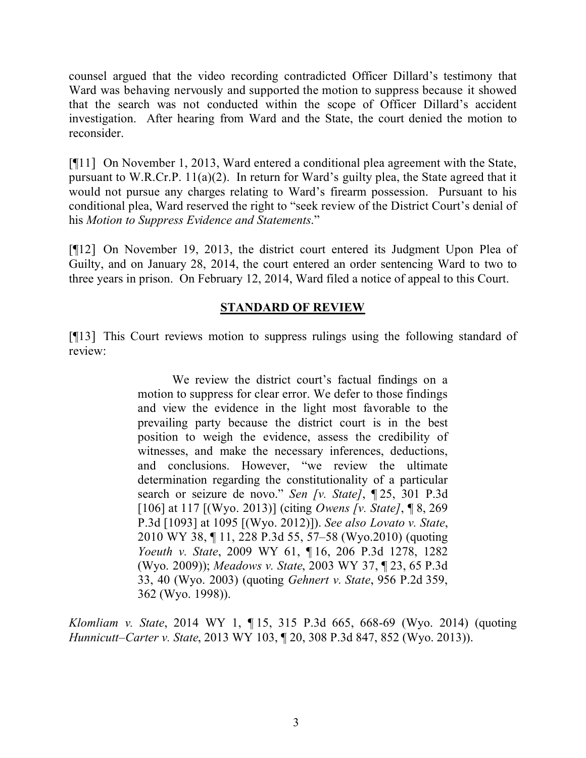counsel argued that the video recording contradicted Officer Dillard's testimony that Ward was behaving nervously and supported the motion to suppress because it showed that the search was not conducted within the scope of Officer Dillard's accident investigation. After hearing from Ward and the State, the court denied the motion to reconsider.

[¶11] On November 1, 2013, Ward entered a conditional plea agreement with the State, pursuant to W.R.Cr.P. 11(a)(2). In return for Ward's guilty plea, the State agreed that it would not pursue any charges relating to Ward's firearm possession. Pursuant to his conditional plea, Ward reserved the right to "seek review of the District Court's denial of his *Motion to Suppress Evidence and Statements*."

[¶12] On November 19, 2013, the district court entered its Judgment Upon Plea of Guilty, and on January 28, 2014, the court entered an order sentencing Ward to two to three years in prison. On February 12, 2014, Ward filed a notice of appeal to this Court.

## STANDARD OF REVIEW

[¶13] This Court reviews motion to suppress rulings using the following standard of review:

> We review the district court's factual findings on a motion to suppress for clear error. We defer to those findings and view the evidence in the light most favorable to the prevailing party because the district court is in the best position to weigh the evidence, assess the credibility of witnesses, and make the necessary inferences, deductions, and conclusions. However, "we review the ultimate determination regarding the constitutionality of a particular search or seizure de novo." *Sen [v. State]*, ¶ 25, 301 P.3d [106] at 117 [(Wyo. 2013)] (citing *Owens [v. State]*, ¶ 8, 269 P.3d [1093] at 1095 [(Wyo. 2012)]). *See also Lovato v. State*, 2010 WY 38, ¶ 11, 228 P.3d 55, 57–58 (Wyo.2010) (quoting *Yoeuth v. State*, 2009 WY 61, ¶ 16, 206 P.3d 1278, 1282 (Wyo. 2009)); *Meadows v. State*, 2003 WY 37, ¶ 23, 65 P.3d 33, 40 (Wyo. 2003) (quoting *Gehnert v. State*, 956 P.2d 359, 362 (Wyo. 1998)).

*Klomliam v. State*, 2014 WY 1, ¶ 15, 315 P.3d 665, 668-69 (Wyo. 2014) (quoting *Hunnicutt–Carter v. State*, 2013 WY 103, ¶ 20, 308 P.3d 847, 852 (Wyo. 2013)).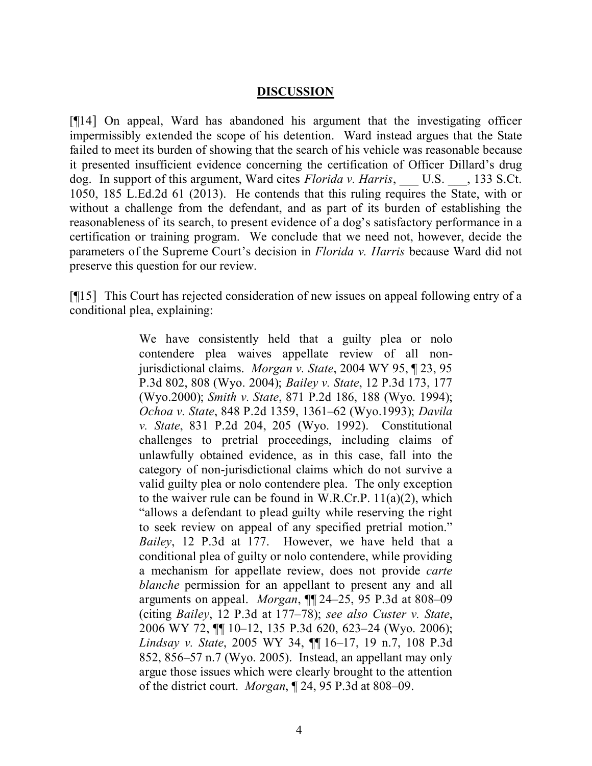## DISCUSSION

[¶14] On appeal, Ward has abandoned his argument that the investigating officer impermissibly extended the scope of his detention. Ward instead argues that the State failed to meet its burden of showing that the search of his vehicle was reasonable because it presented insufficient evidence concerning the certification of Officer Dillard's drug dog. In support of this argument, Ward cites *Florida v. Harris*, ___ U.S. ___, 133 S.Ct. 1050, 185 L.Ed.2d 61 (2013). He contends that this ruling requires the State, with or without a challenge from the defendant, and as part of its burden of establishing the reasonableness of its search, to present evidence of a dog's satisfactory performance in a certification or training program. We conclude that we need not, however, decide the parameters of the Supreme Court's decision in *Florida v. Harris* because Ward did not preserve this question for our review.

[¶15] This Court has rejected consideration of new issues on appeal following entry of a conditional plea, explaining:

> We have consistently held that a guilty plea or nolo contendere plea waives appellate review of all non-jurisdictional claims. *Morgan v. State*, 2004 WY 95, ¶ 23, 95 P.3d 802, 808 (Wyo. 2004); *Bailey v. State*, 12 P.3d 173, 177 (Wyo.2000); *Smith v. State*, 871 P.2d 186, 188 (Wyo. 1994); *Ochoa v. State*, 848 P.2d 1359, 1361–62 (Wyo.1993); *Davila v. State*, 831 P.2d 204, 205 (Wyo. 1992). Constitutional challenges to pretrial proceedings, including claims of unlawfully obtained evidence, as in this case, fall into the category of non-jurisdictional claims which do not survive a valid guilty plea or nolo contendere plea. The only exception to the waiver rule can be found in W.R.Cr.P. 11(a)(2), which "allows a defendant to plead guilty while reserving the right to seek review on appeal of any specified pretrial motion." *Bailey*, 12 P.3d at 177. However, we have held that a conditional plea of guilty or nolo contendere, while providing a mechanism for appellate review, does not provide *carte blanche* permission for an appellant to present any and all arguments on appeal. *Morgan*, ¶¶ 24–25, 95 P.3d at 808–09 (citing *Bailey*, 12 P.3d at 177–78); *see also Custer v. State*, 2006 WY 72, ¶¶ 10–12, 135 P.3d 620, 623–24 (Wyo. 2006); *Lindsay v. State*, 2005 WY 34, ¶¶ 16–17, 19 n.7, 108 P.3d 852, 856–57 n.7 (Wyo. 2005). Instead, an appellant may only argue those issues which were clearly brought to the attention of the district court. *Morgan*, ¶ 24, 95 P.3d at 808–09.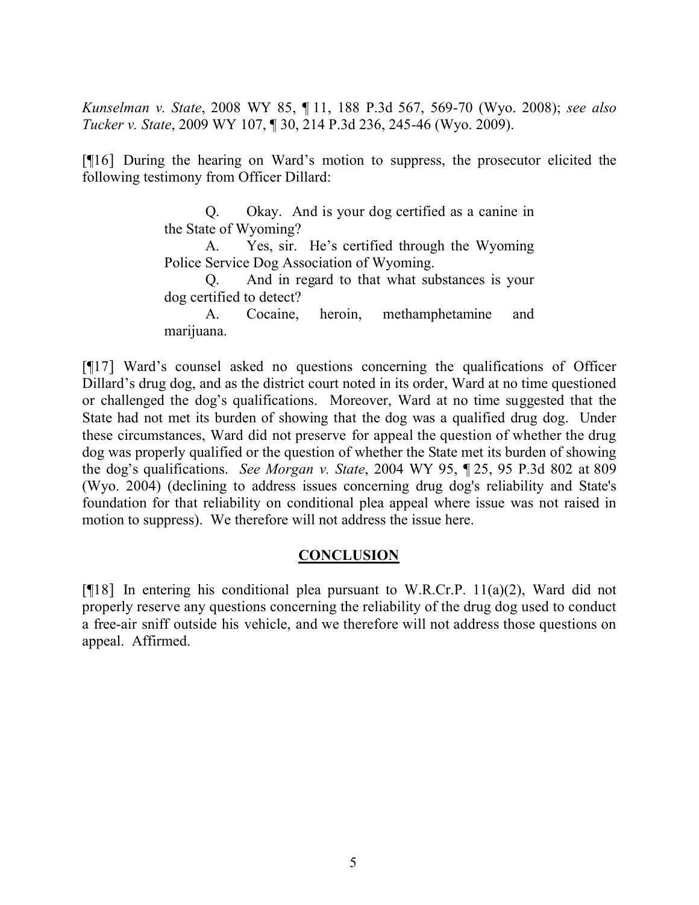*Kunselman v. State*, 2008 WY 85, ¶ 11, 188 P.3d 567, 569-70 (Wyo. 2008); *see also Tucker v. State*, 2009 WY 107, ¶ 30, 214 P.3d 236, 245-46 (Wyo. 2009).

[¶16] During the hearing on Ward's motion to suppress, the prosecutor elicited the following testimony from Officer Dillard:

> Q. Okay. And is your dog certified as a canine in the State of Wyoming?
>
> A. Yes, sir. He's certified through the Wyoming Police Service Dog Association of Wyoming.
>
> Q. And in regard to that what substances is your dog certified to detect?
>
> A. Cocaine, heroin, methamphetamine and marijuana.

[¶17] Ward's counsel asked no questions concerning the qualifications of Officer Dillard's drug dog, and as the district court noted in its order, Ward at no time questioned or challenged the dog's qualifications. Moreover, Ward at no time suggested that the State had not met its burden of showing that the dog was a qualified drug dog. Under these circumstances, Ward did not preserve for appeal the question of whether the drug dog was properly qualified or the question of whether the State met its burden of showing the dog's qualifications. *See Morgan v. State*, 2004 WY 95, ¶ 25, 95 P.3d 802 at 809 (Wyo. 2004) (declining to address issues concerning drug dog's reliability and State's foundation for that reliability on conditional plea appeal where issue was not raised in motion to suppress). We therefore will not address the issue here.

## CONCLUSION

[¶18] In entering his conditional plea pursuant to W.R.Cr.P. 11(a)(2), Ward did not properly reserve any questions concerning the reliability of the drug dog used to conduct a free-air sniff outside his vehicle, and we therefore will not address those questions on appeal. Affirmed.